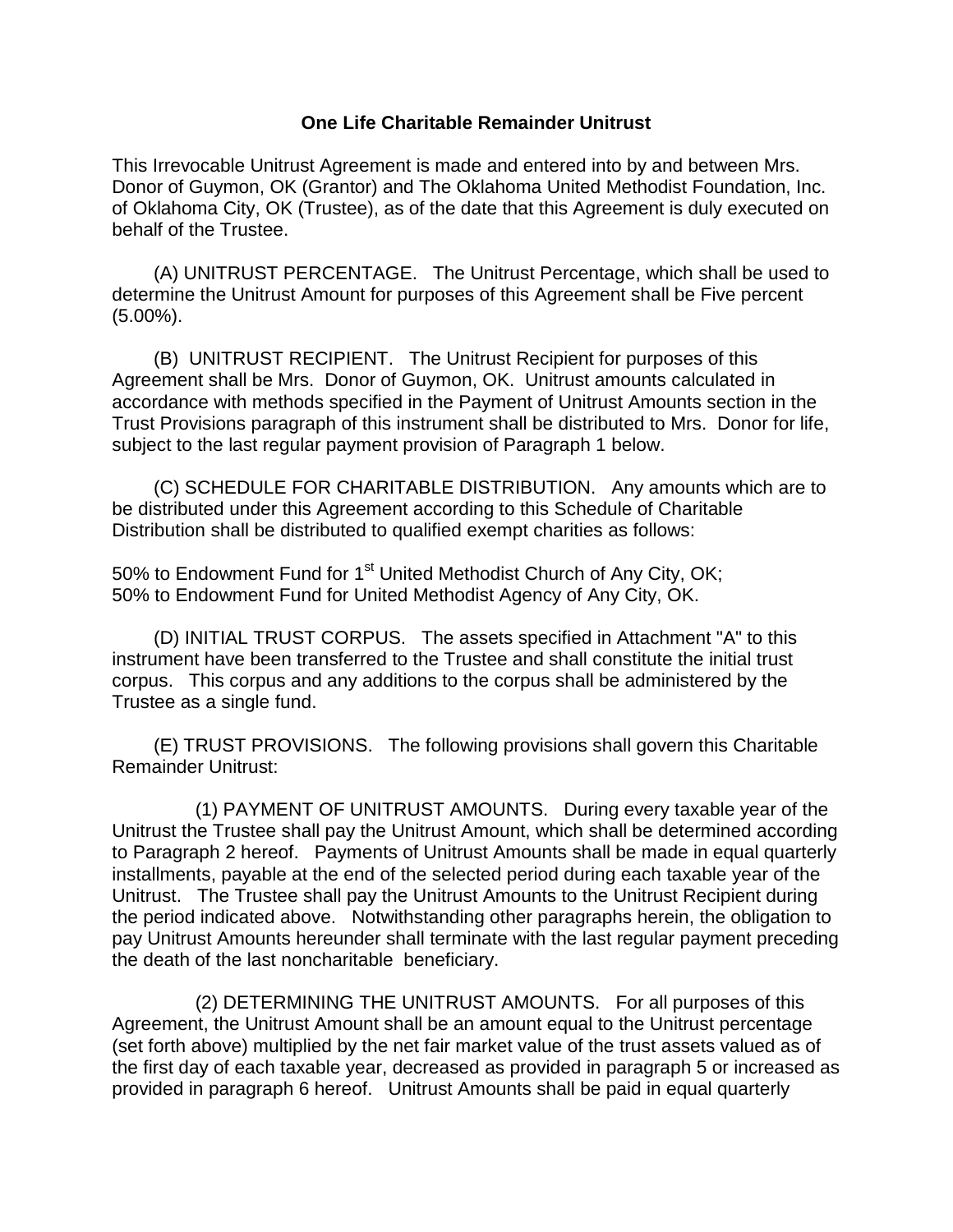# One Life Charitable Remainder Unitrust

This Irrevocable Unitrust Agreement is made and entered into by and between Mrs. Donor of Guymon, OK (Grantor) and The Oklahoma United Methodist Foundation, Inc. of Oklahoma City, OK (Trustee), as of the date that this Agreement is duly executed on behalf of the Trustee.

(A) UNITRUST PERCENTAGE. The Unitrust Percentage, which shall be used to determine the Unitrust Amount for purposes of this Agreement shall be Five percent (5.00%).

(B) UNITRUST RECIPIENT. The Unitrust Recipient for purposes of this Agreement shall be Mrs. Donor of Guymon, OK. Unitrust amounts calculated in accordance with methods specified in the Payment of Unitrust Amounts section in the Trust Provisions paragraph of this instrument shall be distributed to Mrs. Donor for life, subject to the last regular payment provision of Paragraph 1 below.

(C) SCHEDULE FOR CHARITABLE DISTRIBUTION. Any amounts which are to be distributed under this Agreement according to this Schedule of Charitable Distribution shall be distributed to qualified exempt charities as follows:

50% to Endowment Fund for 1st United Methodist Church of Any City, OK;
50% to Endowment Fund for United Methodist Agency of Any City, OK.

(D) INITIAL TRUST CORPUS. The assets specified in Attachment "A" to this instrument have been transferred to the Trustee and shall constitute the initial trust corpus. This corpus and any additions to the corpus shall be administered by the Trustee as a single fund.

(E) TRUST PROVISIONS. The following provisions shall govern this Charitable Remainder Unitrust:

(1) PAYMENT OF UNITRUST AMOUNTS. During every taxable year of the Unitrust the Trustee shall pay the Unitrust Amount, which shall be determined according to Paragraph 2 hereof. Payments of Unitrust Amounts shall be made in equal quarterly installments, payable at the end of the selected period during each taxable year of the Unitrust. The Trustee shall pay the Unitrust Amounts to the Unitrust Recipient during the period indicated above. Notwithstanding other paragraphs herein, the obligation to pay Unitrust Amounts hereunder shall terminate with the last regular payment preceding the death of the last noncharitable beneficiary.

(2) DETERMINING THE UNITRUST AMOUNTS. For all purposes of this Agreement, the Unitrust Amount shall be an amount equal to the Unitrust percentage (set forth above) multiplied by the net fair market value of the trust assets valued as of the first day of each taxable year, decreased as provided in paragraph 5 or increased as provided in paragraph 6 hereof. Unitrust Amounts shall be paid in equal quarterly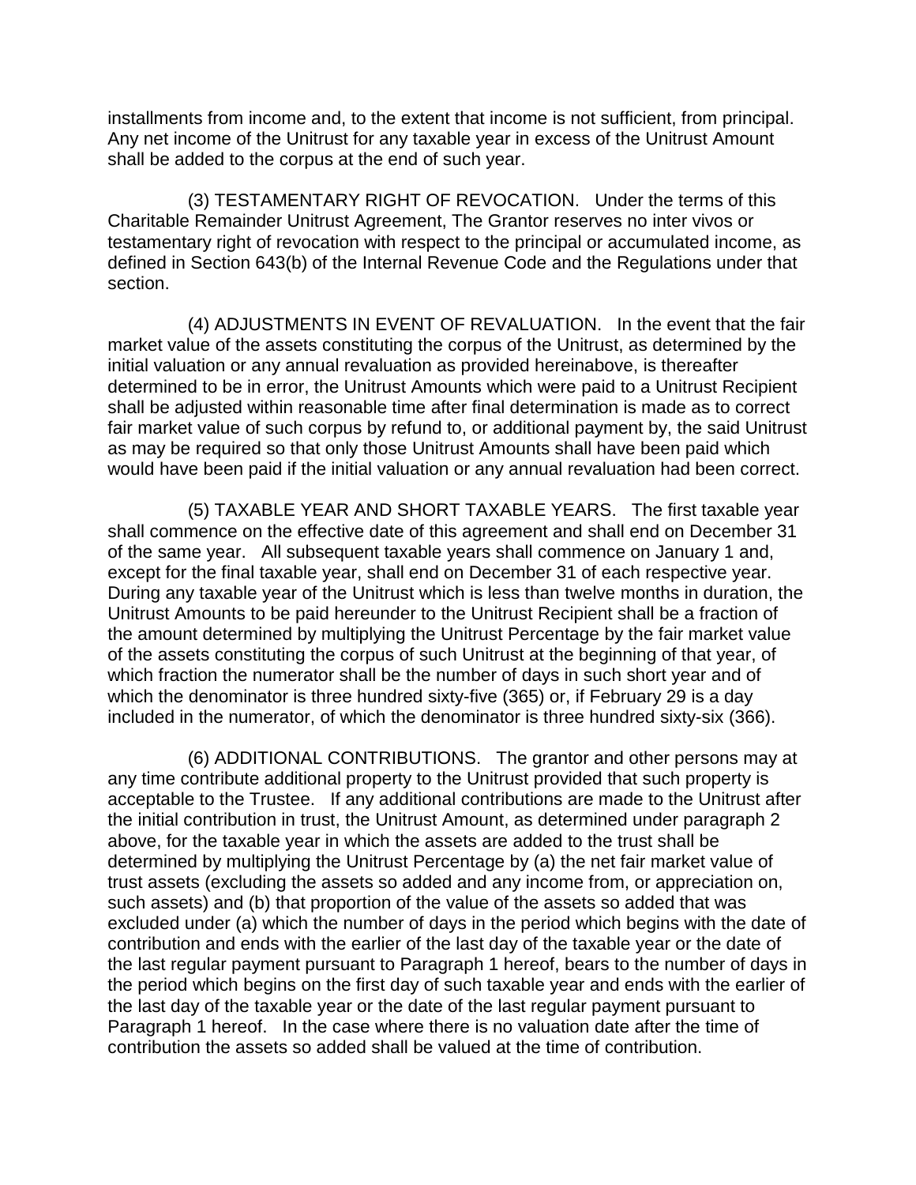installments from income and, to the extent that income is not sufficient, from principal. Any net income of the Unitrust for any taxable year in excess of the Unitrust Amount shall be added to the corpus at the end of such year.

(3) TESTAMENTARY RIGHT OF REVOCATION. Under the terms of this Charitable Remainder Unitrust Agreement, The Grantor reserves no inter vivos or testamentary right of revocation with respect to the principal or accumulated income, as defined in Section 643(b) of the Internal Revenue Code and the Regulations under that section.

(4) ADJUSTMENTS IN EVENT OF REVALUATION. In the event that the fair market value of the assets constituting the corpus of the Unitrust, as determined by the initial valuation or any annual revaluation as provided hereinabove, is thereafter determined to be in error, the Unitrust Amounts which were paid to a Unitrust Recipient shall be adjusted within reasonable time after final determination is made as to correct fair market value of such corpus by refund to, or additional payment by, the said Unitrust as may be required so that only those Unitrust Amounts shall have been paid which would have been paid if the initial valuation or any annual revaluation had been correct.

(5) TAXABLE YEAR AND SHORT TAXABLE YEARS. The first taxable year shall commence on the effective date of this agreement and shall end on December 31 of the same year. All subsequent taxable years shall commence on January 1 and, except for the final taxable year, shall end on December 31 of each respective year. During any taxable year of the Unitrust which is less than twelve months in duration, the Unitrust Amounts to be paid hereunder to the Unitrust Recipient shall be a fraction of the amount determined by multiplying the Unitrust Percentage by the fair market value of the assets constituting the corpus of such Unitrust at the beginning of that year, of which fraction the numerator shall be the number of days in such short year and of which the denominator is three hundred sixty-five (365) or, if February 29 is a day included in the numerator, of which the denominator is three hundred sixty-six (366).

(6) ADDITIONAL CONTRIBUTIONS. The grantor and other persons may at any time contribute additional property to the Unitrust provided that such property is acceptable to the Trustee. If any additional contributions are made to the Unitrust after the initial contribution in trust, the Unitrust Amount, as determined under paragraph 2 above, for the taxable year in which the assets are added to the trust shall be determined by multiplying the Unitrust Percentage by (a) the net fair market value of trust assets (excluding the assets so added and any income from, or appreciation on, such assets) and (b) that proportion of the value of the assets so added that was excluded under (a) which the number of days in the period which begins with the date of contribution and ends with the earlier of the last day of the taxable year or the date of the last regular payment pursuant to Paragraph 1 hereof, bears to the number of days in the period which begins on the first day of such taxable year and ends with the earlier of the last day of the taxable year or the date of the last regular payment pursuant to Paragraph 1 hereof. In the case where there is no valuation date after the time of contribution the assets so added shall be valued at the time of contribution.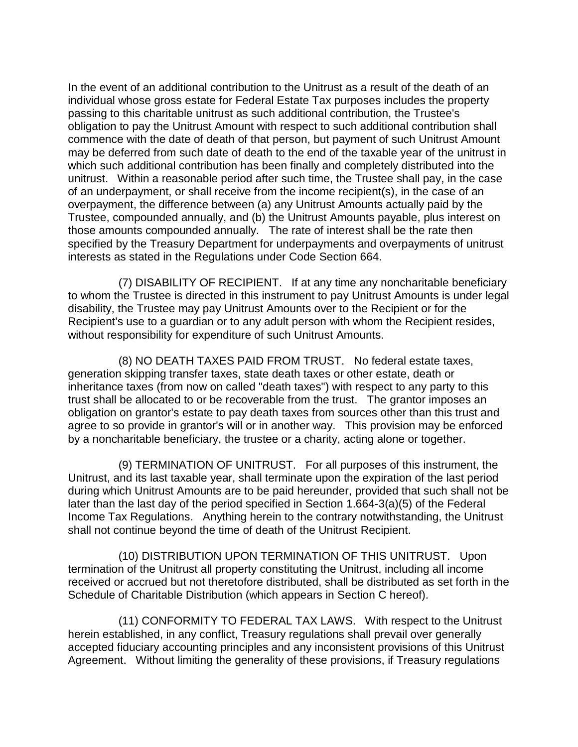In the event of an additional contribution to the Unitrust as a result of the death of an individual whose gross estate for Federal Estate Tax purposes includes the property passing to this charitable unitrust as such additional contribution, the Trustee's obligation to pay the Unitrust Amount with respect to such additional contribution shall commence with the date of death of that person, but payment of such Unitrust Amount may be deferred from such date of death to the end of the taxable year of the unitrust in which such additional contribution has been finally and completely distributed into the unitrust. Within a reasonable period after such time, the Trustee shall pay, in the case of an underpayment, or shall receive from the income recipient(s), in the case of an overpayment, the difference between (a) any Unitrust Amounts actually paid by the Trustee, compounded annually, and (b) the Unitrust Amounts payable, plus interest on those amounts compounded annually. The rate of interest shall be the rate then specified by the Treasury Department for underpayments and overpayments of unitrust interests as stated in the Regulations under Code Section 664.

(7) DISABILITY OF RECIPIENT. If at any time any noncharitable beneficiary to whom the Trustee is directed in this instrument to pay Unitrust Amounts is under legal disability, the Trustee may pay Unitrust Amounts over to the Recipient or for the Recipient's use to a guardian or to any adult person with whom the Recipient resides, without responsibility for expenditure of such Unitrust Amounts.

(8) NO DEATH TAXES PAID FROM TRUST. No federal estate taxes, generation skipping transfer taxes, state death taxes or other estate, death or inheritance taxes (from now on called "death taxes") with respect to any party to this trust shall be allocated to or be recoverable from the trust. The grantor imposes an obligation on grantor's estate to pay death taxes from sources other than this trust and agree to so provide in grantor's will or in another way. This provision may be enforced by a noncharitable beneficiary, the trustee or a charity, acting alone or together.

(9) TERMINATION OF UNITRUST. For all purposes of this instrument, the Unitrust, and its last taxable year, shall terminate upon the expiration of the last period during which Unitrust Amounts are to be paid hereunder, provided that such shall not be later than the last day of the period specified in Section 1.664-3(a)(5) of the Federal Income Tax Regulations. Anything herein to the contrary notwithstanding, the Unitrust shall not continue beyond the time of death of the Unitrust Recipient.

(10) DISTRIBUTION UPON TERMINATION OF THIS UNITRUST. Upon termination of the Unitrust all property constituting the Unitrust, including all income received or accrued but not theretofore distributed, shall be distributed as set forth in the Schedule of Charitable Distribution (which appears in Section C hereof).

(11) CONFORMITY TO FEDERAL TAX LAWS. With respect to the Unitrust herein established, in any conflict, Treasury regulations shall prevail over generally accepted fiduciary accounting principles and any inconsistent provisions of this Unitrust Agreement. Without limiting the generality of these provisions, if Treasury regulations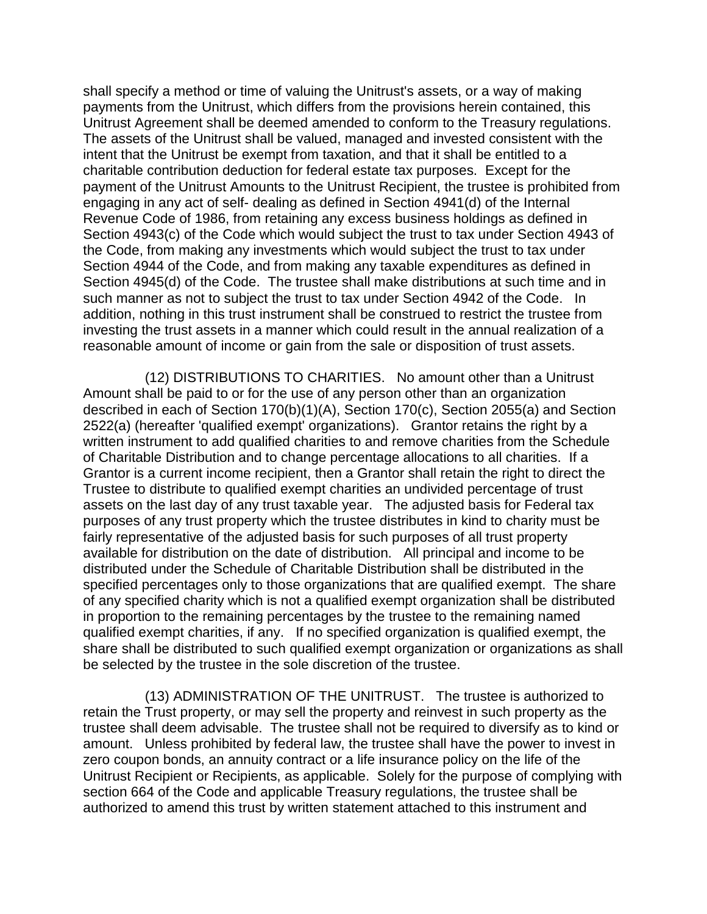shall specify a method or time of valuing the Unitrust's assets, or a way of making payments from the Unitrust, which differs from the provisions herein contained, this Unitrust Agreement shall be deemed amended to conform to the Treasury regulations. The assets of the Unitrust shall be valued, managed and invested consistent with the intent that the Unitrust be exempt from taxation, and that it shall be entitled to a charitable contribution deduction for federal estate tax purposes. Except for the payment of the Unitrust Amounts to the Unitrust Recipient, the trustee is prohibited from engaging in any act of self- dealing as defined in Section 4941(d) of the Internal Revenue Code of 1986, from retaining any excess business holdings as defined in Section 4943(c) of the Code which would subject the trust to tax under Section 4943 of the Code, from making any investments which would subject the trust to tax under Section 4944 of the Code, and from making any taxable expenditures as defined in Section 4945(d) of the Code. The trustee shall make distributions at such time and in such manner as not to subject the trust to tax under Section 4942 of the Code. In addition, nothing in this trust instrument shall be construed to restrict the trustee from investing the trust assets in a manner which could result in the annual realization of a reasonable amount of income or gain from the sale or disposition of trust assets.

(12) DISTRIBUTIONS TO CHARITIES. No amount other than a Unitrust Amount shall be paid to or for the use of any person other than an organization described in each of Section 170(b)(1)(A), Section 170(c), Section 2055(a) and Section 2522(a) (hereafter 'qualified exempt' organizations). Grantor retains the right by a written instrument to add qualified charities to and remove charities from the Schedule of Charitable Distribution and to change percentage allocations to all charities. If a Grantor is a current income recipient, then a Grantor shall retain the right to direct the Trustee to distribute to qualified exempt charities an undivided percentage of trust assets on the last day of any trust taxable year. The adjusted basis for Federal tax purposes of any trust property which the trustee distributes in kind to charity must be fairly representative of the adjusted basis for such purposes of all trust property available for distribution on the date of distribution. All principal and income to be distributed under the Schedule of Charitable Distribution shall be distributed in the specified percentages only to those organizations that are qualified exempt. The share of any specified charity which is not a qualified exempt organization shall be distributed in proportion to the remaining percentages by the trustee to the remaining named qualified exempt charities, if any. If no specified organization is qualified exempt, the share shall be distributed to such qualified exempt organization or organizations as shall be selected by the trustee in the sole discretion of the trustee.

(13) ADMINISTRATION OF THE UNITRUST. The trustee is authorized to retain the Trust property, or may sell the property and reinvest in such property as the trustee shall deem advisable. The trustee shall not be required to diversify as to kind or amount. Unless prohibited by federal law, the trustee shall have the power to invest in zero coupon bonds, an annuity contract or a life insurance policy on the life of the Unitrust Recipient or Recipients, as applicable. Solely for the purpose of complying with section 664 of the Code and applicable Treasury regulations, the trustee shall be authorized to amend this trust by written statement attached to this instrument and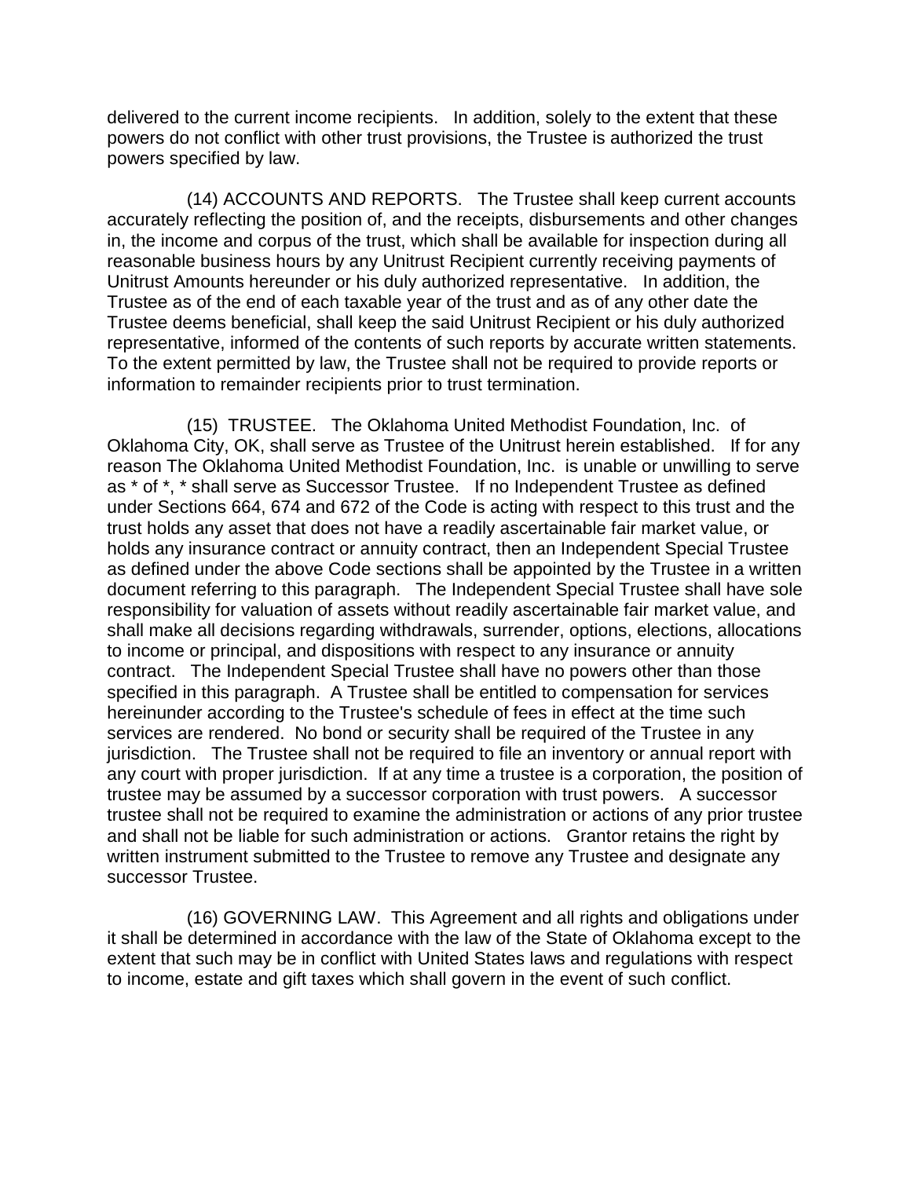delivered to the current income recipients. In addition, solely to the extent that these powers do not conflict with other trust provisions, the Trustee is authorized the trust powers specified by law.

(14) ACCOUNTS AND REPORTS. The Trustee shall keep current accounts accurately reflecting the position of, and the receipts, disbursements and other changes in, the income and corpus of the trust, which shall be available for inspection during all reasonable business hours by any Unitrust Recipient currently receiving payments of Unitrust Amounts hereunder or his duly authorized representative. In addition, the Trustee as of the end of each taxable year of the trust and as of any other date the Trustee deems beneficial, shall keep the said Unitrust Recipient or his duly authorized representative, informed of the contents of such reports by accurate written statements. To the extent permitted by law, the Trustee shall not be required to provide reports or information to remainder recipients prior to trust termination.

(15) TRUSTEE. The Oklahoma United Methodist Foundation, Inc. of Oklahoma City, OK, shall serve as Trustee of the Unitrust herein established. If for any reason The Oklahoma United Methodist Foundation, Inc. is unable or unwilling to serve as * of *, * shall serve as Successor Trustee. If no Independent Trustee as defined under Sections 664, 674 and 672 of the Code is acting with respect to this trust and the trust holds any asset that does not have a readily ascertainable fair market value, or holds any insurance contract or annuity contract, then an Independent Special Trustee as defined under the above Code sections shall be appointed by the Trustee in a written document referring to this paragraph. The Independent Special Trustee shall have sole responsibility for valuation of assets without readily ascertainable fair market value, and shall make all decisions regarding withdrawals, surrender, options, elections, allocations to income or principal, and dispositions with respect to any insurance or annuity contract. The Independent Special Trustee shall have no powers other than those specified in this paragraph. A Trustee shall be entitled to compensation for services hereinunder according to the Trustee's schedule of fees in effect at the time such services are rendered. No bond or security shall be required of the Trustee in any jurisdiction. The Trustee shall not be required to file an inventory or annual report with any court with proper jurisdiction. If at any time a trustee is a corporation, the position of trustee may be assumed by a successor corporation with trust powers. A successor trustee shall not be required to examine the administration or actions of any prior trustee and shall not be liable for such administration or actions. Grantor retains the right by written instrument submitted to the Trustee to remove any Trustee and designate any successor Trustee.

(16) GOVERNING LAW. This Agreement and all rights and obligations under it shall be determined in accordance with the law of the State of Oklahoma except to the extent that such may be in conflict with United States laws and regulations with respect to income, estate and gift taxes which shall govern in the event of such conflict.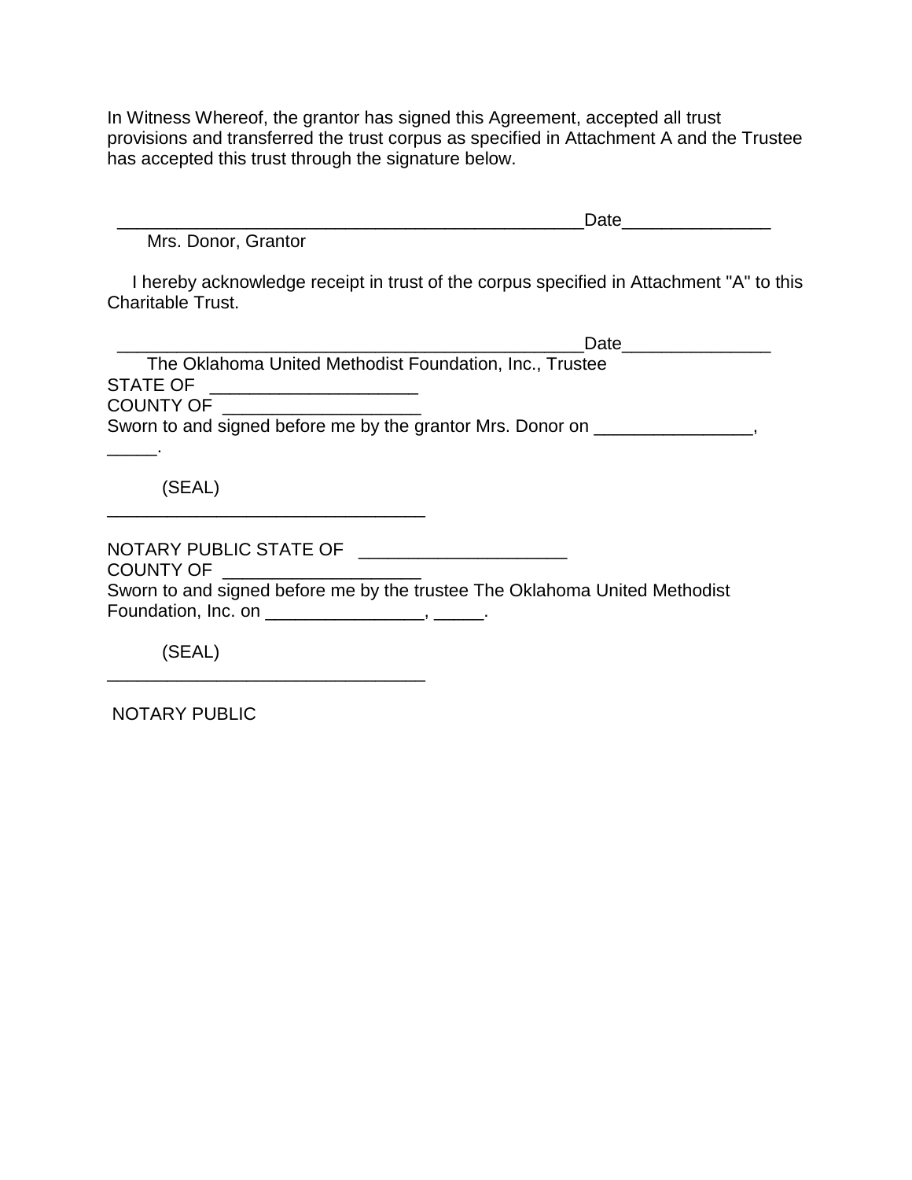In Witness Whereof, the grantor has signed this Agreement, accepted all trust provisions and transferred the trust corpus as specified in Attachment A and the Trustee has accepted this trust through the signature below.

_________________________________________________Date_______________
Mrs. Donor, Grantor

I hereby acknowledge receipt in trust of the corpus specified in Attachment "A" to this Charitable Trust.

_________________________________________________Date_______________
The Oklahoma United Methodist Foundation, Inc., Trustee

STATE OF _____________________
COUNTY OF ____________________
Sworn to and signed before me by the grantor Mrs. Donor on ________________, _____.

(SEAL)
_________________________________

NOTARY PUBLIC STATE OF _____________________
COUNTY OF ____________________
Sworn to and signed before me by the trustee The Oklahoma United Methodist Foundation, Inc. on ________________, _____.

(SEAL)
_________________________________

NOTARY PUBLIC